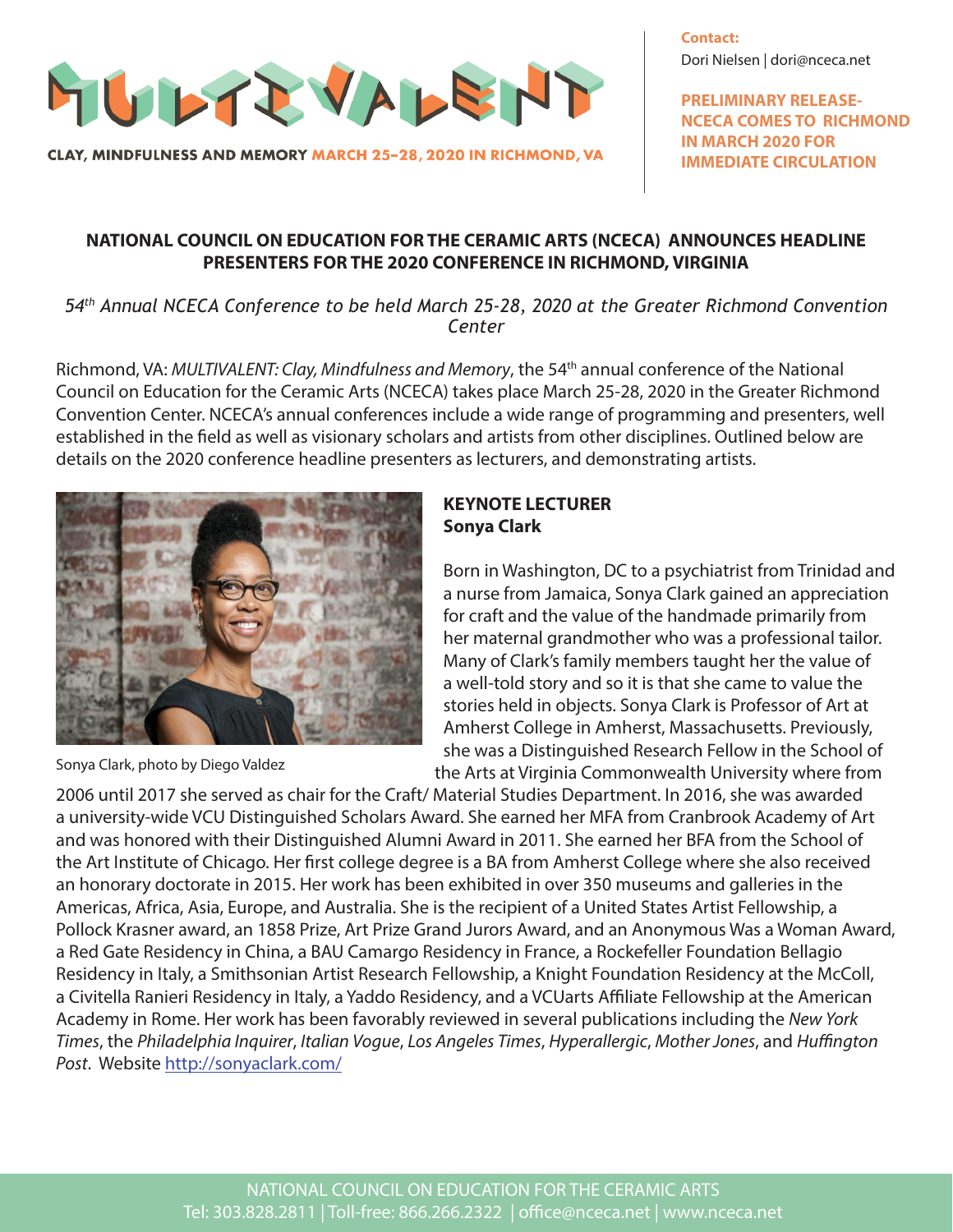# MULTIVALENT

CLAY, MINDFULNESS AND MEMORY MARCH 25-28, 2020 IN RICHMOND, VA

**Contact:**
Dori Nielsen | dori@nceca.net

**PRELIMINARY RELEASE- NCECA COMES TO RICHMOND IN MARCH 2020 FOR IMMEDIATE CIRCULATION**

## NATIONAL COUNCIL ON EDUCATION FOR THE CERAMIC ARTS (NCECA) ANNOUNCES HEADLINE PRESENTERS FOR THE 2020 CONFERENCE IN RICHMOND, VIRGINIA

*54th Annual NCECA Conference to be held March 25-28, 2020 at the Greater Richmond Convention Center*

Richmond, VA: *MULTIVALENT: Clay, Mindfulness and Memory*, the 54th annual conference of the National Council on Education for the Ceramic Arts (NCECA) takes place March 25-28, 2020 in the Greater Richmond Convention Center. NCECA's annual conferences include a wide range of programming and presenters, well established in the field as well as visionary scholars and artists from other disciplines. Outlined below are details on the 2020 conference headline presenters as lecturers, and demonstrating artists.

Sonya Clark, photo by Diego Valdez

### KEYNOTE LECTURER
### Sonya Clark

Born in Washington, DC to a psychiatrist from Trinidad and a nurse from Jamaica, Sonya Clark gained an appreciation for craft and the value of the handmade primarily from her maternal grandmother who was a professional tailor. Many of Clark's family members taught her the value of a well-told story and so it is that she came to value the stories held in objects. Sonya Clark is Professor of Art at Amherst College in Amherst, Massachusetts. Previously, she was a Distinguished Research Fellow in the School of the Arts at Virginia Commonwealth University where from 2006 until 2017 she served as chair for the Craft/ Material Studies Department. In 2016, she was awarded a university-wide VCU Distinguished Scholars Award. She earned her MFA from Cranbrook Academy of Art and was honored with their Distinguished Alumni Award in 2011. She earned her BFA from the School of the Art Institute of Chicago. Her first college degree is a BA from Amherst College where she also received an honorary doctorate in 2015. Her work has been exhibited in over 350 museums and galleries in the Americas, Africa, Asia, Europe, and Australia. She is the recipient of a United States Artist Fellowship, a Pollock Krasner award, an 1858 Prize, Art Prize Grand Jurors Award, and an Anonymous Was a Woman Award, a Red Gate Residency in China, a BAU Camargo Residency in France, a Rockefeller Foundation Bellagio Residency in Italy, a Smithsonian Artist Research Fellowship, a Knight Foundation Residency at the McColl, a Civitella Ranieri Residency in Italy, a Yaddo Residency, and a VCUarts Affiliate Fellowship at the American Academy in Rome. Her work has been favorably reviewed in several publications including the *New York Times*, the *Philadelphia Inquirer*, *Italian Vogue*, *Los Angeles Times*, *Hyperallergic*, *Mother Jones*, and *Huffington Post*. Website http://sonyaclark.com/

NATIONAL COUNCIL ON EDUCATION FOR THE CERAMIC ARTS
Tel: 303.828.2811 | Toll-free: 866.266.2322 | office@nceca.net | www.nceca.net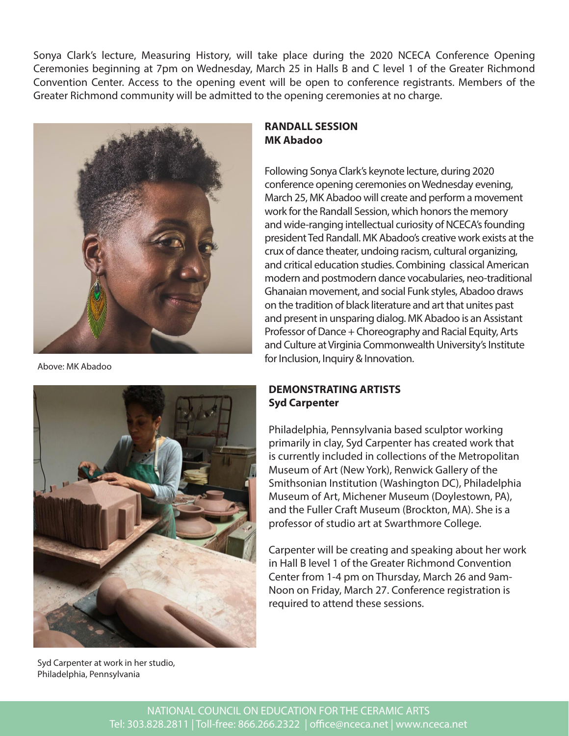Sonya Clark's lecture, Measuring History, will take place during the 2020 NCECA Conference Opening Ceremonies beginning at 7pm on Wednesday, March 25 in Halls B and C level 1 of the Greater Richmond Convention Center. Access to the opening event will be open to conference registrants. Members of the Greater Richmond community will be admitted to the opening ceremonies at no charge.

Above: MK Abadoo

**RANDALL SESSION**
**MK Abadoo**

Following Sonya Clark's keynote lecture, during 2020 conference opening ceremonies on Wednesday evening, March 25, MK Abadoo will create and perform a movement work for the Randall Session, which honors the memory and wide-ranging intellectual curiosity of NCECA's founding president Ted Randall. MK Abadoo's creative work exists at the crux of dance theater, undoing racism, cultural organizing, and critical education studies. Combining classical American modern and postmodern dance vocabularies, neo-traditional Ghanaian movement, and social Funk styles, Abadoo draws on the tradition of black literature and art that unites past and present in unsparing dialog. MK Abadoo is an Assistant Professor of Dance + Choreography and Racial Equity, Arts and Culture at Virginia Commonwealth University's Institute for Inclusion, Inquiry & Innovation.

**DEMONSTRATING ARTISTS**
**Syd Carpenter**

Philadelphia, Pennsylvania based sculptor working primarily in clay, Syd Carpenter has created work that is currently included in collections of the Metropolitan Museum of Art (New York), Renwick Gallery of the Smithsonian Institution (Washington DC), Philadelphia Museum of Art, Michener Museum (Doylestown, PA), and the Fuller Craft Museum (Brockton, MA). She is a professor of studio art at Swarthmore College.

Carpenter will be creating and speaking about her work in Hall B level 1 of the Greater Richmond Convention Center from 1-4 pm on Thursday, March 26 and 9am-Noon on Friday, March 27. Conference registration is required to attend these sessions.

Syd Carpenter at work in her studio, Philadelphia, Pennsylvania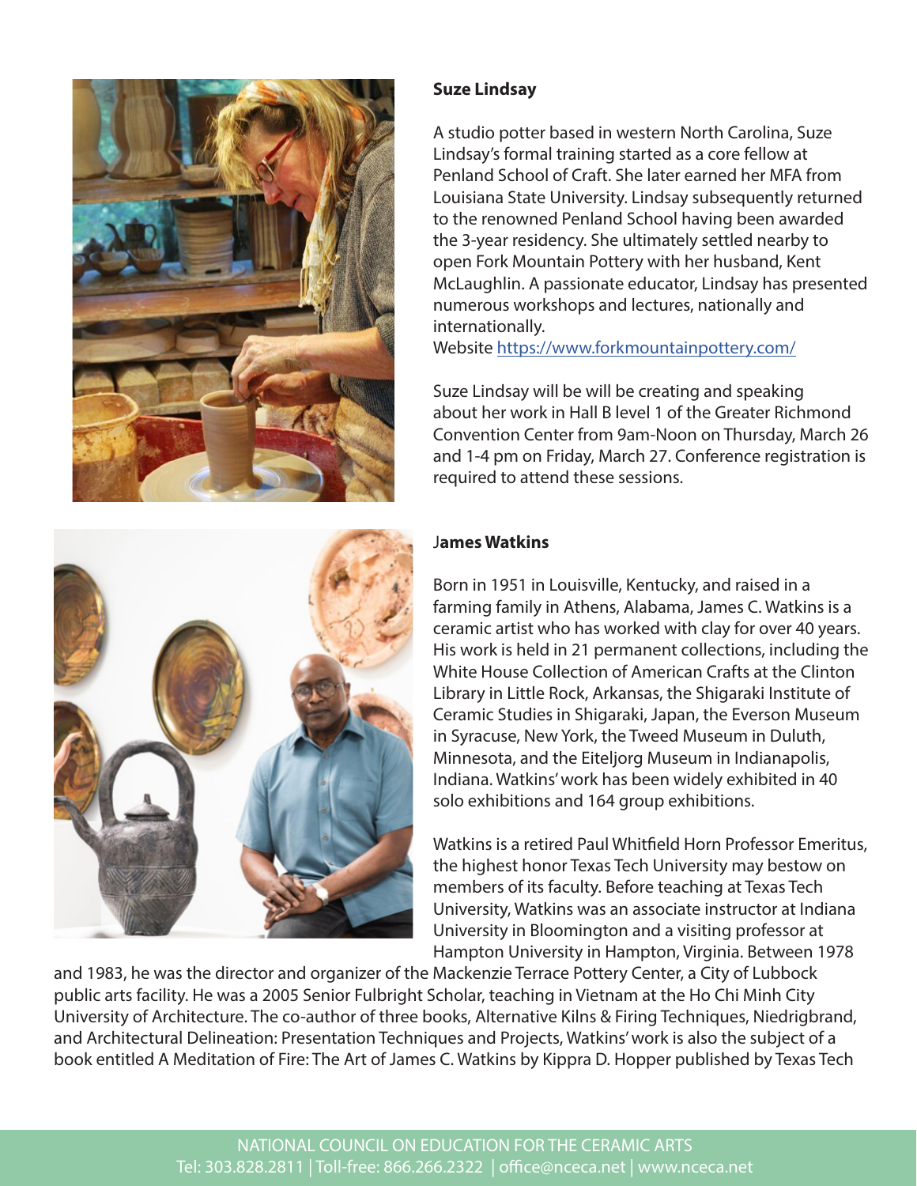**Suze Lindsay**

A studio potter based in western North Carolina, Suze Lindsay's formal training started as a core fellow at Penland School of Craft. She later earned her MFA from Louisiana State University. Lindsay subsequently returned to the renowned Penland School having been awarded the 3-year residency. She ultimately settled nearby to open Fork Mountain Pottery with her husband, Kent McLaughlin. A passionate educator, Lindsay has presented numerous workshops and lectures, nationally and internationally.
Website [https://www.forkmountainpottery.com/](https://www.forkmountainpottery.com/)

Suze Lindsay will be will be creating and speaking about her work in Hall B level 1 of the Greater Richmond Convention Center from 9am-Noon on Thursday, March 26 and 1-4 pm on Friday, March 27. Conference registration is required to attend these sessions.

**James Watkins**

Born in 1951 in Louisville, Kentucky, and raised in a farming family in Athens, Alabama, James C. Watkins is a ceramic artist who has worked with clay for over 40 years. His work is held in 21 permanent collections, including the White House Collection of American Crafts at the Clinton Library in Little Rock, Arkansas, the Shigaraki Institute of Ceramic Studies in Shigaraki, Japan, the Everson Museum in Syracuse, New York, the Tweed Museum in Duluth, Minnesota, and the Eiteljorg Museum in Indianapolis, Indiana. Watkins' work has been widely exhibited in 40 solo exhibitions and 164 group exhibitions.

Watkins is a retired Paul Whitfield Horn Professor Emeritus, the highest honor Texas Tech University may bestow on members of its faculty. Before teaching at Texas Tech University, Watkins was an associate instructor at Indiana University in Bloomington and a visiting professor at Hampton University in Hampton, Virginia. Between 1978 and 1983, he was the director and organizer of the Mackenzie Terrace Pottery Center, a City of Lubbock public arts facility. He was a 2005 Senior Fulbright Scholar, teaching in Vietnam at the Ho Chi Minh City University of Architecture. The co-author of three books, Alternative Kilns & Firing Techniques, Niedrigbrand, and Architectural Delineation: Presentation Techniques and Projects, Watkins' work is also the subject of a book entitled A Meditation of Fire: The Art of James C. Watkins by Kippra D. Hopper published by Texas Tech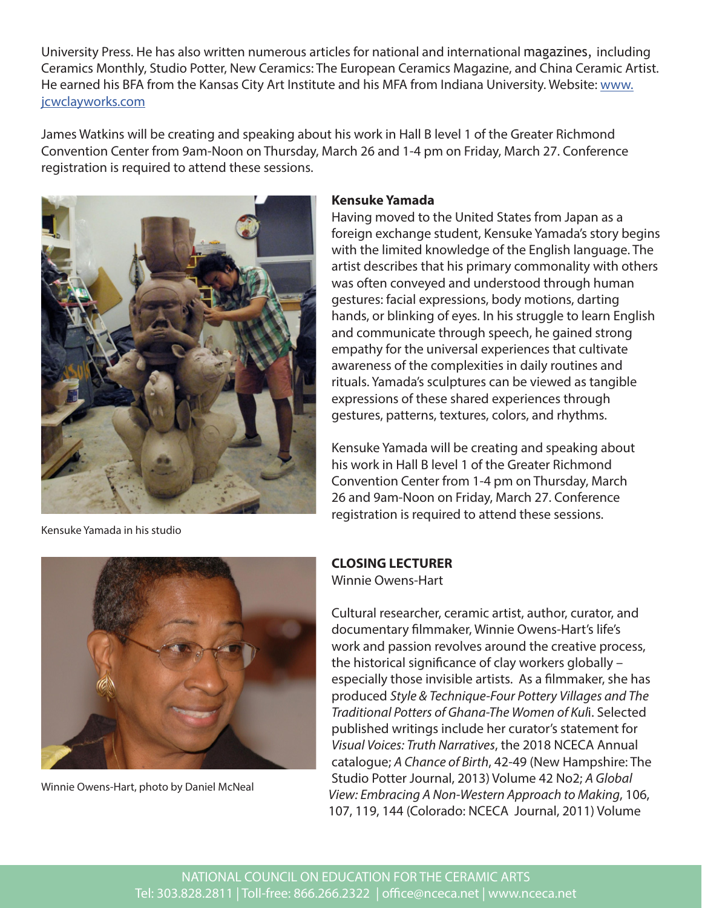University Press. He has also written numerous articles for national and international magazines, including Ceramics Monthly, Studio Potter, New Ceramics: The European Ceramics Magazine, and China Ceramic Artist. He earned his BFA from the Kansas City Art Institute and his MFA from Indiana University. Website: [www.jcwclayworks.com](http://www.jcwclayworks.com)

James Watkins will be creating and speaking about his work in Hall B level 1 of the Greater Richmond Convention Center from 9am-Noon on Thursday, March 26 and 1-4 pm on Friday, March 27. Conference registration is required to attend these sessions.

Kensuke Yamada in his studio

**Kensuke Yamada**

Having moved to the United States from Japan as a foreign exchange student, Kensuke Yamada's story begins with the limited knowledge of the English language. The artist describes that his primary commonality with others was often conveyed and understood through human gestures: facial expressions, body motions, darting hands, or blinking of eyes. In his struggle to learn English and communicate through speech, he gained strong empathy for the universal experiences that cultivate awareness of the complexities in daily routines and rituals. Yamada's sculptures can be viewed as tangible expressions of these shared experiences through gestures, patterns, textures, colors, and rhythms.

Kensuke Yamada will be creating and speaking about his work in Hall B level 1 of the Greater Richmond Convention Center from 1-4 pm on Thursday, March 26 and 9am-Noon on Friday, March 27. Conference registration is required to attend these sessions.

Winnie Owens-Hart, photo by Daniel McNeal

**CLOSING LECTURER**

Winnie Owens-Hart

Cultural researcher, ceramic artist, author, curator, and documentary filmmaker, Winnie Owens-Hart's life's work and passion revolves around the creative process, the historical significance of clay workers globally – especially those invisible artists. As a filmmaker, she has produced *Style & Technique-Four Pottery Villages and The Traditional Potters of Ghana-The Women of Kul*i. Selected published writings include her curator's statement for *Visual Voices: Truth Narratives*, the 2018 NCECA Annual catalogue; *A Chance of Birth*, 42-49 (New Hampshire: The Studio Potter Journal, 2013) Volume 42 No2; *A Global View: Embracing A Non-Western Approach to Making*, 106, 107, 119, 144 (Colorado: NCECA Journal, 2011) Volume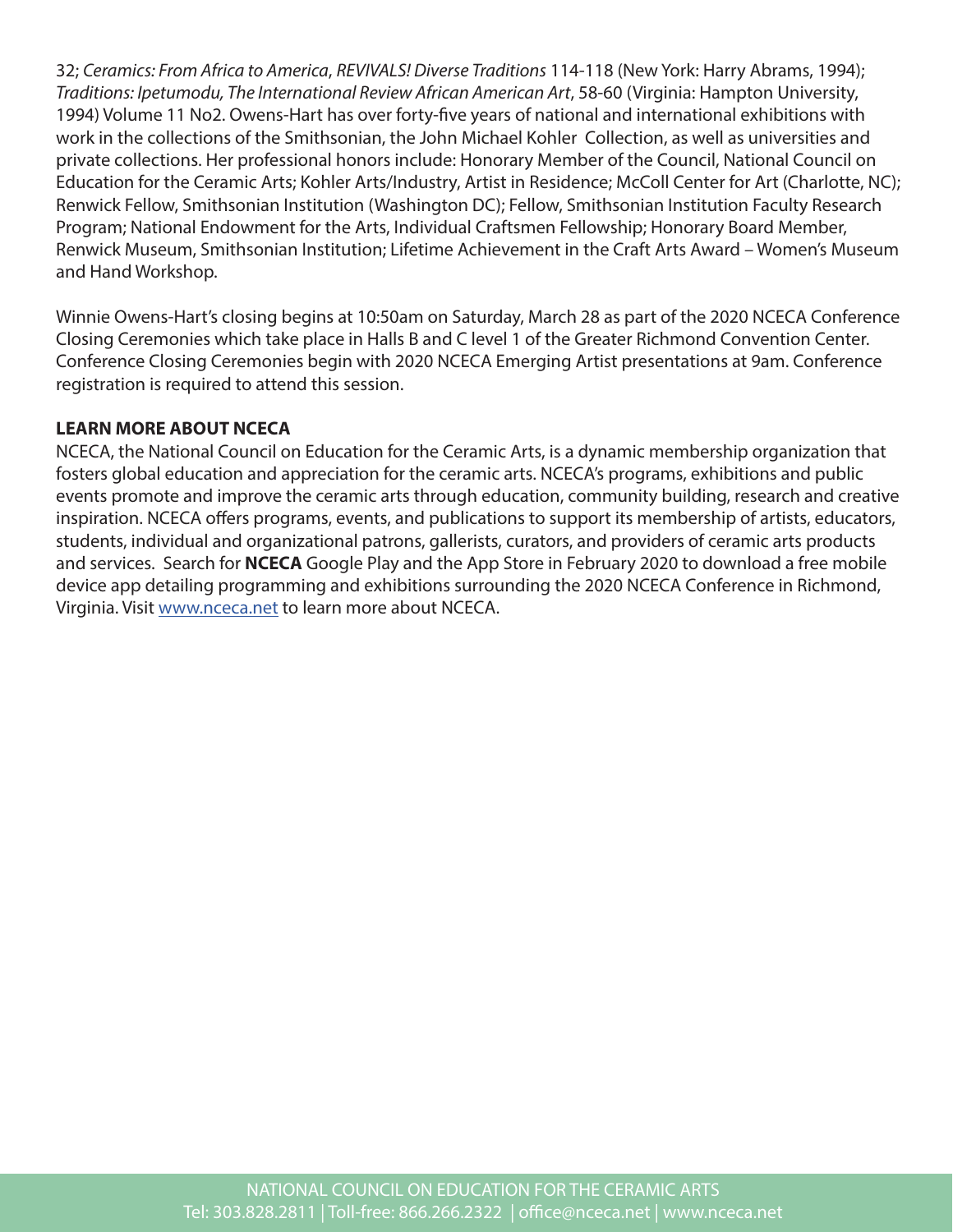32; *Ceramics: From Africa to America*, *REVIVALS! Diverse Traditions* 114-118 (New York: Harry Abrams, 1994); *Traditions: Ipetumodu, The International Review African American Art*, 58-60 (Virginia: Hampton University, 1994) Volume 11 No2. Owens-Hart has over forty-five years of national and international exhibitions with work in the collections of the Smithsonian, the John Michael Kohler Collection, as well as universities and private collections. Her professional honors include: Honorary Member of the Council, National Council on Education for the Ceramic Arts; Kohler Arts/Industry, Artist in Residence; McColl Center for Art (Charlotte, NC); Renwick Fellow, Smithsonian Institution (Washington DC); Fellow, Smithsonian Institution Faculty Research Program; National Endowment for the Arts, Individual Craftsmen Fellowship; Honorary Board Member, Renwick Museum, Smithsonian Institution; Lifetime Achievement in the Craft Arts Award – Women's Museum and Hand Workshop.

Winnie Owens-Hart's closing begins at 10:50am on Saturday, March 28 as part of the 2020 NCECA Conference Closing Ceremonies which take place in Halls B and C level 1 of the Greater Richmond Convention Center. Conference Closing Ceremonies begin with 2020 NCECA Emerging Artist presentations at 9am. Conference registration is required to attend this session.

**LEARN MORE ABOUT NCECA**

NCECA, the National Council on Education for the Ceramic Arts, is a dynamic membership organization that fosters global education and appreciation for the ceramic arts. NCECA's programs, exhibitions and public events promote and improve the ceramic arts through education, community building, research and creative inspiration. NCECA offers programs, events, and publications to support its membership of artists, educators, students, individual and organizational patrons, gallerists, curators, and providers of ceramic arts products and services. Search for **NCECA** Google Play and the App Store in February 2020 to download a free mobile device app detailing programming and exhibitions surrounding the 2020 NCECA Conference in Richmond, Virginia. Visit [www.nceca.net](http://www.nceca.net) to learn more about NCECA.